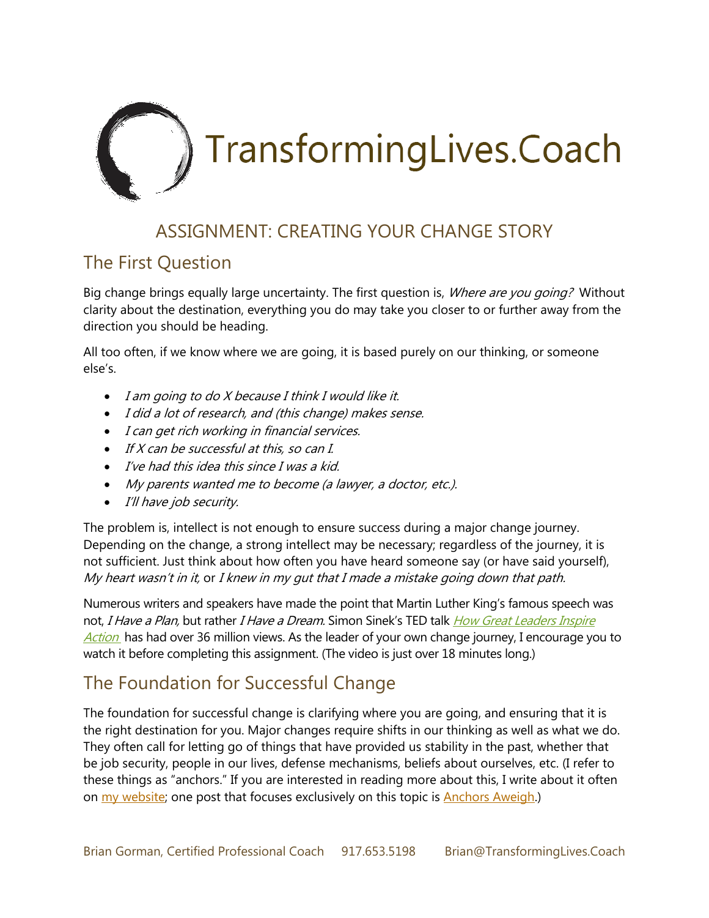# TransformingLives.Coach

## ASSIGNMENT: CREATING YOUR CHANGE STORY

### The First Question

Big change brings equally large uncertainty. The first question is, *Where are you going?* Without clarity about the destination, everything you do may take you closer to or further away from the direction you should be heading.

All too often, if we know where we are going, it is based purely on our thinking, or someone else's.

- *I am going to do X because I think I would like it.*
- *I did a lot of research, and (this change) makes sense.*
- *I can get rich working in financial services.*
- *If X can be successful at this, so can I.*
- *I've had this idea this since I was a kid.*
- *My parents wanted me to become (a lawyer, a doctor, etc.).*
- *I'll have job security.*

The problem is, intellect is not enough to ensure success during a major change journey. Depending on the change, a strong intellect may be necessary; regardless of the journey, it is not sufficient. Just think about how often you have heard someone say (or have said yourself), *My heart wasn't in it,* or *I knew in my gut that I made a mistake going down that path.*

Numerous writers and speakers have made the point that Martin Luther King's famous speech was not, *I Have a Plan,* but rather *I Have a Dream.* Simon Sinek's TED talk *How Great Leaders Inspire Action* has had over 36 million views. As the leader of your own change journey, I encourage you to watch it before completing this assignment. (The video is just over 18 minutes long.)

### The Foundation for Successful Change

The foundation for successful change is clarifying where you are going, and ensuring that it is the right destination for you. Major changes require shifts in our thinking as well as what we do. They often call for letting go of things that have provided us stability in the past, whether that be job security, people in our lives, defense mechanisms, beliefs about ourselves, etc. (I refer to these things as "anchors." If you are interested in reading more about this, I write about it often on my website; one post that focuses exclusively on this topic is Anchors Aweigh.)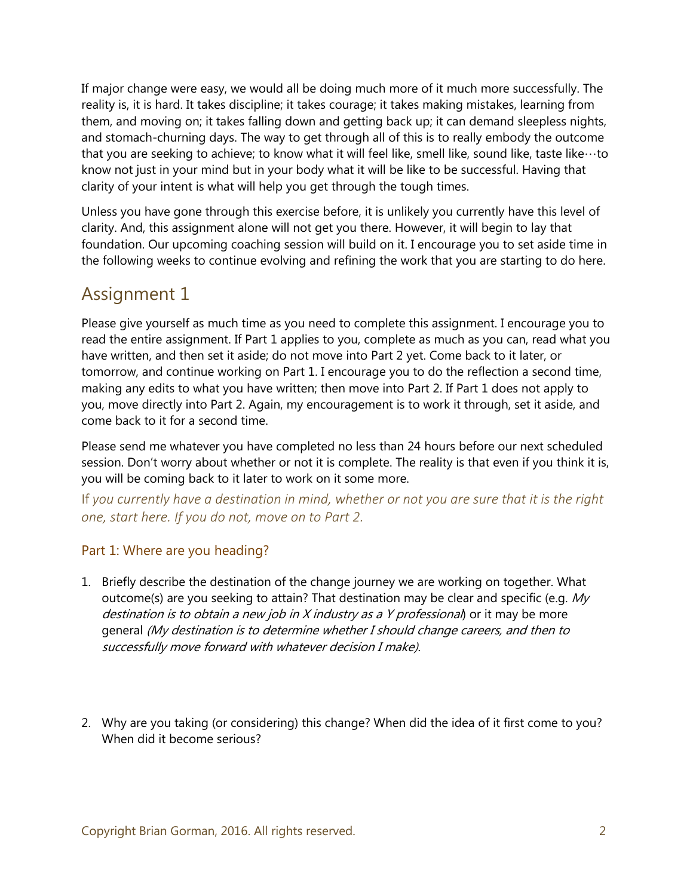If major change were easy, we would all be doing much more of it much more successfully. The reality is, it is hard. It takes discipline; it takes courage; it takes making mistakes, learning from them, and moving on; it takes falling down and getting back up; it can demand sleepless nights, and stomach-churning days. The way to get through all of this is to really embody the outcome that you are seeking to achieve; to know what it will feel like, smell like, sound like, taste like…to know not just in your mind but in your body what it will be like to be successful. Having that clarity of your intent is what will help you get through the tough times.

Unless you have gone through this exercise before, it is unlikely you currently have this level of clarity. And, this assignment alone will not get you there. However, it will begin to lay that foundation. Our upcoming coaching session will build on it. I encourage you to set aside time in the following weeks to continue evolving and refining the work that you are starting to do here.

## Assignment 1

Please give yourself as much time as you need to complete this assignment. I encourage you to read the entire assignment. If Part 1 applies to you, complete as much as you can, read what you have written, and then set it aside; do not move into Part 2 yet. Come back to it later, or tomorrow, and continue working on Part 1. I encourage you to do the reflection a second time, making any edits to what you have written; then move into Part 2. If Part 1 does not apply to you, move directly into Part 2. Again, my encouragement is to work it through, set it aside, and come back to it for a second time.

Please send me whatever you have completed no less than 24 hours before our next scheduled session. Don't worry about whether or not it is complete. The reality is that even if you think it is, you will be coming back to it later to work on it some more.

If *you currently have a destination in mind, whether or not you are sure that it is the right one, start here. If you do not, move on to Part 2.*

### Part 1: Where are you heading?

1. Briefly describe the destination of the change journey we are working on together. What outcome(s) are you seeking to attain? That destination may be clear and specific (e.g. *My destination is to obtain a new job in X industry as a Y professional*) or it may be more general *(My destination is to determine whether I should change careers, and then to successfully move forward with whatever decision I make).*

2. Why are you taking (or considering) this change? When did the idea of it first come to you? When did it become serious?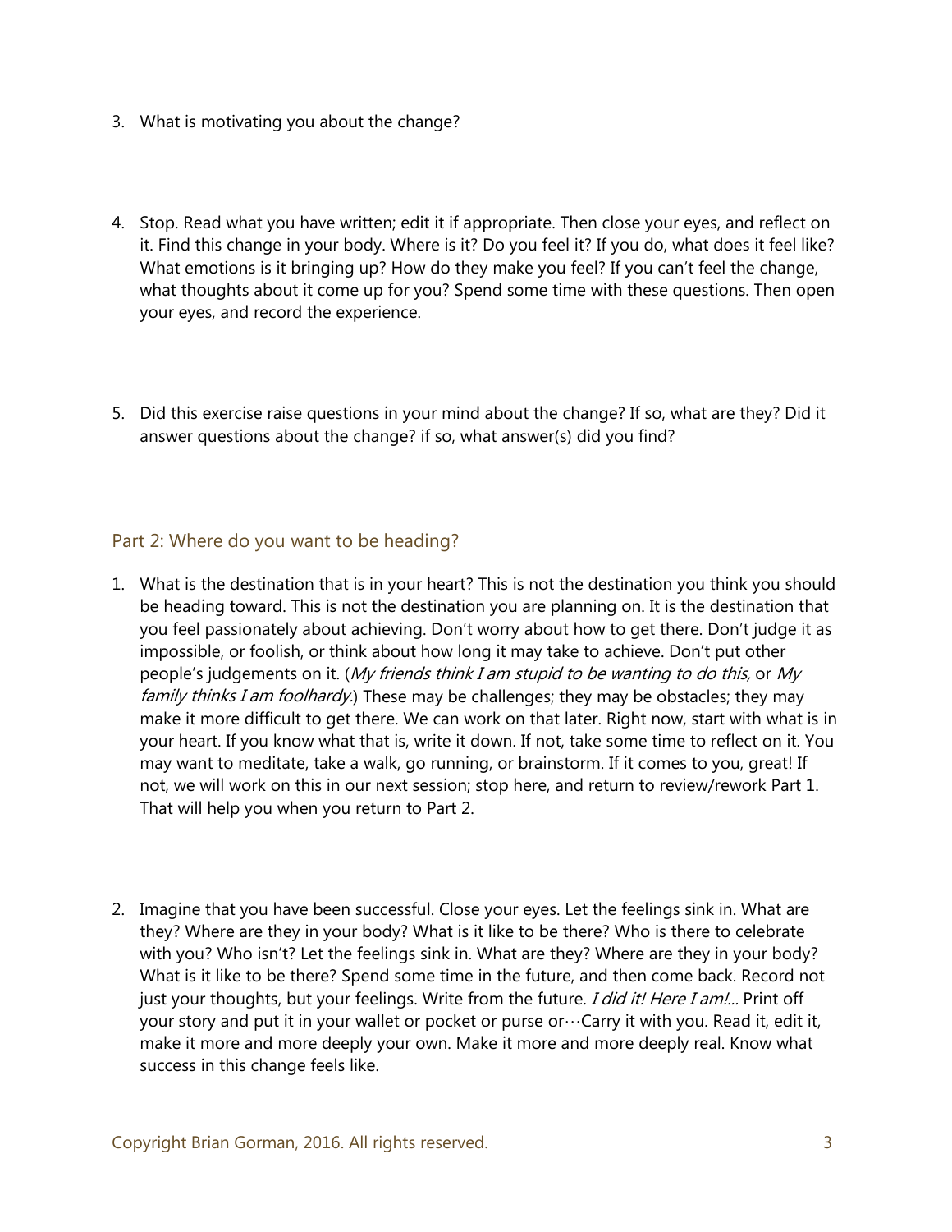3. What is motivating you about the change?

4. Stop. Read what you have written; edit it if appropriate. Then close your eyes, and reflect on it. Find this change in your body. Where is it? Do you feel it? If you do, what does it feel like? What emotions is it bringing up? How do they make you feel? If you can't feel the change, what thoughts about it come up for you? Spend some time with these questions. Then open your eyes, and record the experience.

5. Did this exercise raise questions in your mind about the change? If so, what are they? Did it answer questions about the change? if so, what answer(s) did you find?

## Part 2: Where do you want to be heading?

1. What is the destination that is in your heart? This is not the destination you think you should be heading toward. This is not the destination you are planning on. It is the destination that you feel passionately about achieving. Don't worry about how to get there. Don't judge it as impossible, or foolish, or think about how long it may take to achieve. Don't put other people's judgements on it. (*My friends think I am stupid to be wanting to do this,* or *My family thinks I am foolhardy*.) These may be challenges; they may be obstacles; they may make it more difficult to get there. We can work on that later. Right now, start with what is in your heart. If you know what that is, write it down. If not, take some time to reflect on it. You may want to meditate, take a walk, go running, or brainstorm. If it comes to you, great! If not, we will work on this in our next session; stop here, and return to review/rework Part 1. That will help you when you return to Part 2.

2. Imagine that you have been successful. Close your eyes. Let the feelings sink in. What are they? Where are they in your body? What is it like to be there? Who is there to celebrate with you? Who isn't? Let the feelings sink in. What are they? Where are they in your body? What is it like to be there? Spend some time in the future, and then come back. Record not just your thoughts, but your feelings. Write from the future. *I did it! Here I am!...* Print off your story and put it in your wallet or pocket or purse or…Carry it with you. Read it, edit it, make it more and more deeply your own. Make it more and more deeply real. Know what success in this change feels like.

Copyright Brian Gorman, 2016. All rights reserved.